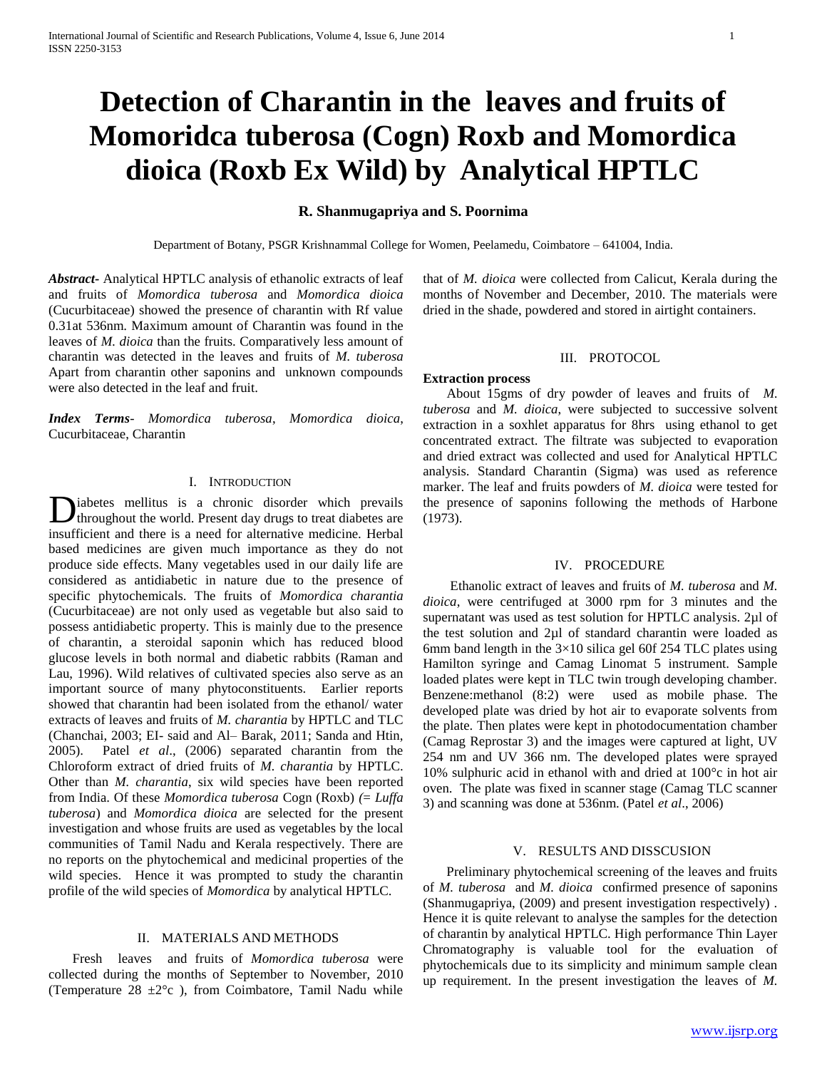# Detection of Charantin in the leaves and fruits of Momoridca tuberosa (Cogn) Roxb and Momordica dioica (Roxb Ex Wild) by Analytical HPTLC

**R. Shanmugapriya and S. Poornima**

Department of Botany, PSGR Krishnammal College for Women, Peelamedu, Coimbatore – 641004, India.

***Abstract-*** Analytical HPTLC analysis of ethanolic extracts of leaf and fruits of *Momordica tuberosa* and *Momordica dioica* (Cucurbitaceae) showed the presence of charantin with Rf value 0.31at 536nm. Maximum amount of Charantin was found in the leaves of *M. dioica* than the fruits. Comparatively less amount of charantin was detected in the leaves and fruits of *M. tuberosa* Apart from charantin other saponins and unknown compounds were also detected in the leaf and fruit.

***Index Terms-*** *Momordica tuberosa*, *Momordica dioica*, Cucurbitaceae, Charantin

## I. Introduction

Diabetes mellitus is a chronic disorder which prevails throughout the world. Present day drugs to treat diabetes are insufficient and there is a need for alternative medicine. Herbal based medicines are given much importance as they do not produce side effects. Many vegetables used in our daily life are considered as antidiabetic in nature due to the presence of specific phytochemicals. The fruits of *Momordica charantia* (Cucurbitaceae) are not only used as vegetable but also said to possess antidiabetic property. This is mainly due to the presence of charantin, a steroidal saponin which has reduced blood glucose levels in both normal and diabetic rabbits (Raman and Lau, 1996). Wild relatives of cultivated species also serve as an important source of many phytoconstituents. Earlier reports showed that charantin had been isolated from the ethanol/ water extracts of leaves and fruits of *M. charantia* by HPTLC and TLC (Chanchai, 2003; EI- said and Al– Barak, 2011; Sanda and Htin, 2005). Patel *et al*., (2006) separated charantin from the Chloroform extract of dried fruits of *M. charantia* by HPTLC. Other than *M. charantia*, six wild species have been reported from India. Of these *Momordica tuberosa* Cogn (Roxb) *(= Luffa tuberosa*) and *Momordica dioica* are selected for the present investigation and whose fruits are used as vegetables by the local communities of Tamil Nadu and Kerala respectively. There are no reports on the phytochemical and medicinal properties of the wild species. Hence it was prompted to study the charantin profile of the wild species of *Momordica* by analytical HPTLC.

## II. Materials and Methods

Fresh leaves and fruits of *Momordica tuberosa* were collected during the months of September to November, 2010 (Temperature 28 ±2°c ), from Coimbatore, Tamil Nadu while that of *M. dioica* were collected from Calicut, Kerala during the months of November and December, 2010. The materials were dried in the shade, powdered and stored in airtight containers.

## III. Protocol

**Extraction process**

About 15gms of dry powder of leaves and fruits of *M. tuberosa* and *M. dioica*, were subjected to successive solvent extraction in a soxhlet apparatus for 8hrs using ethanol to get concentrated extract. The filtrate was subjected to evaporation and dried extract was collected and used for Analytical HPTLC analysis. Standard Charantin (Sigma) was used as reference marker. The leaf and fruits powders of *M. dioica* were tested for the presence of saponins following the methods of Harbone (1973).

## IV. Procedure

Ethanolic extract of leaves and fruits of *M. tuberosa* and *M. dioica*, were centrifuged at 3000 rpm for 3 minutes and the supernatant was used as test solution for HPTLC analysis. 2µl of the test solution and 2µl of standard charantin were loaded as 6mm band length in the 3×10 silica gel 60f 254 TLC plates using Hamilton syringe and Camag Linomat 5 instrument. Sample loaded plates were kept in TLC twin trough developing chamber. Benzene:methanol (8:2) were used as mobile phase. The developed plate was dried by hot air to evaporate solvents from the plate. Then plates were kept in photodocumentation chamber (Camag Reprostar 3) and the images were captured at light, UV 254 nm and UV 366 nm. The developed plates were sprayed 10% sulphuric acid in ethanol with and dried at 100°c in hot air oven. The plate was fixed in scanner stage (Camag TLC scanner 3) and scanning was done at 536nm. (Patel *et al*., 2006)

## V. Results and Disscusion

Preliminary phytochemical screening of the leaves and fruits of *M. tuberosa* and *M. dioica* confirmed presence of saponins (Shanmugapriya, (2009) and present investigation respectively) . Hence it is quite relevant to analyse the samples for the detection of charantin by analytical HPTLC. High performance Thin Layer Chromatography is valuable tool for the evaluation of phytochemicals due to its simplicity and minimum sample clean up requirement. In the present investigation the leaves of *M.*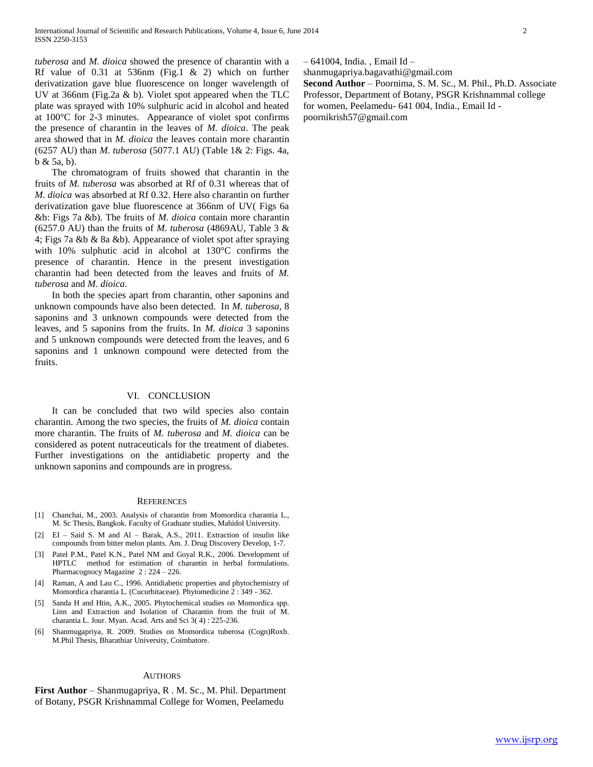*tuberosa* and *M. dioica* showed the presence of charantin with a Rf value of 0.31 at 536nm (Fig.1 & 2) which on further derivatization gave blue fluorescence on longer wavelength of UV at 366nm (Fig.2a & b). Violet spot appeared when the TLC plate was sprayed with 10% sulphuric acid in alcohol and heated at 100°C for 2-3 minutes. Appearance of violet spot confirms the presence of charantin in the leaves of *M. dioica*. The peak area showed that in *M. dioica* the leaves contain more charantin (6257 AU) than *M. tuberosa* (5077.1 AU) (Table 1& 2: Figs. 4a, b & 5a, b).

The chromatogram of fruits showed that charantin in the fruits of *M. tuberosa* was absorbed at Rf of 0.31 whereas that of *M. dioica* was absorbed at Rf 0.32. Here also charantin on further derivatization gave blue fluorescence at 366nm of UV( Figs 6a &b: Figs 7a &b). The fruits of *M. dioica* contain more charantin (6257.0 AU) than the fruits of *M. tuberosa* (4869AU, Table 3 & 4; Figs 7a &b & 8a &b). Appearance of violet spot after spraying with 10% sulphutic acid in alcohol at 130°C confirms the presence of charantin. Hence in the present investigation charantin had been detected from the leaves and fruits of *M. tuberosa* and *M. dioica*.

In both the species apart from charantin, other saponins and unknown compounds have also been detected. In *M. tuberosa,* 8 saponins and 3 unknown compounds were detected from the leaves, and 5 saponins from the fruits. In *M. dioica* 3 saponins and 5 unknown compounds were detected from the leaves, and 6 saponins and 1 unknown compound were detected from the fruits.

## VI. CONCLUSION

It can be concluded that two wild species also contain charantin. Among the two species, the fruits of *M. dioica* contain more charantin. The fruits of *M. tuberosa* and *M. dioica* can be considered as potent nutraceuticals for the treatment of diabetes. Further investigations on the antidiabetic property and the unknown saponins and compounds are in progress.

## REFERENCES

[1] Chanchai, M., 2003. Analysis of charantin from Momordica charantia L., M. Sc Thesis, Bangkok. Faculty of Graduate studies, Mahidol University.

[2] EI – Said S. M and Al – Barak, A.S., 2011. Extraction of insulin like compounds from bitter melon plants. Am. J. Drug Discovery Develop, 1-7.

[3] Patel P.M., Patel K.N., Patel NM and Goyal R.K., 2006. Development of HPTLC method for estimation of charantin in herbal formulations. Pharmacognocy Magazine 2 : 224 – 226.

[4] Raman, A and Lau C., 1996. Antidiabetic properties and phytochemistry of Momordica charantia L. (Cucurbitaceae). Phytomedicine 2 : 349 - 362.

[5] Sanda H and Htin, A.K., 2005. Phytochemical studies on Momordica spp. Linn and Extraction and Isolation of Charantin from the fruit of M. charantia L. Jour. Myan. Acad. Arts and Sci 3( 4) : 225-236.

[6] Shanmugapriya, R. 2009. Studies on Momordica tuberosa (Cogn)Roxb. M.Phil Thesis, Bharathiar University, Coimbatore.

## AUTHORS

**First Author** – Shanmugapriya, R . M. Sc., M. Phil. Department of Botany, PSGR Krishnammal College for Women, Peelamedu – 641004, India. , Email Id – shanmugapriya.bagavathi@gmail.com

**Second Author** – Poornima, S. M. Sc., M. Phil., Ph.D. Associate Professor, Department of Botany, PSGR Krishnammal college for women, Peelamedu- 641 004, India., Email Id - poornikrish57@gmail.com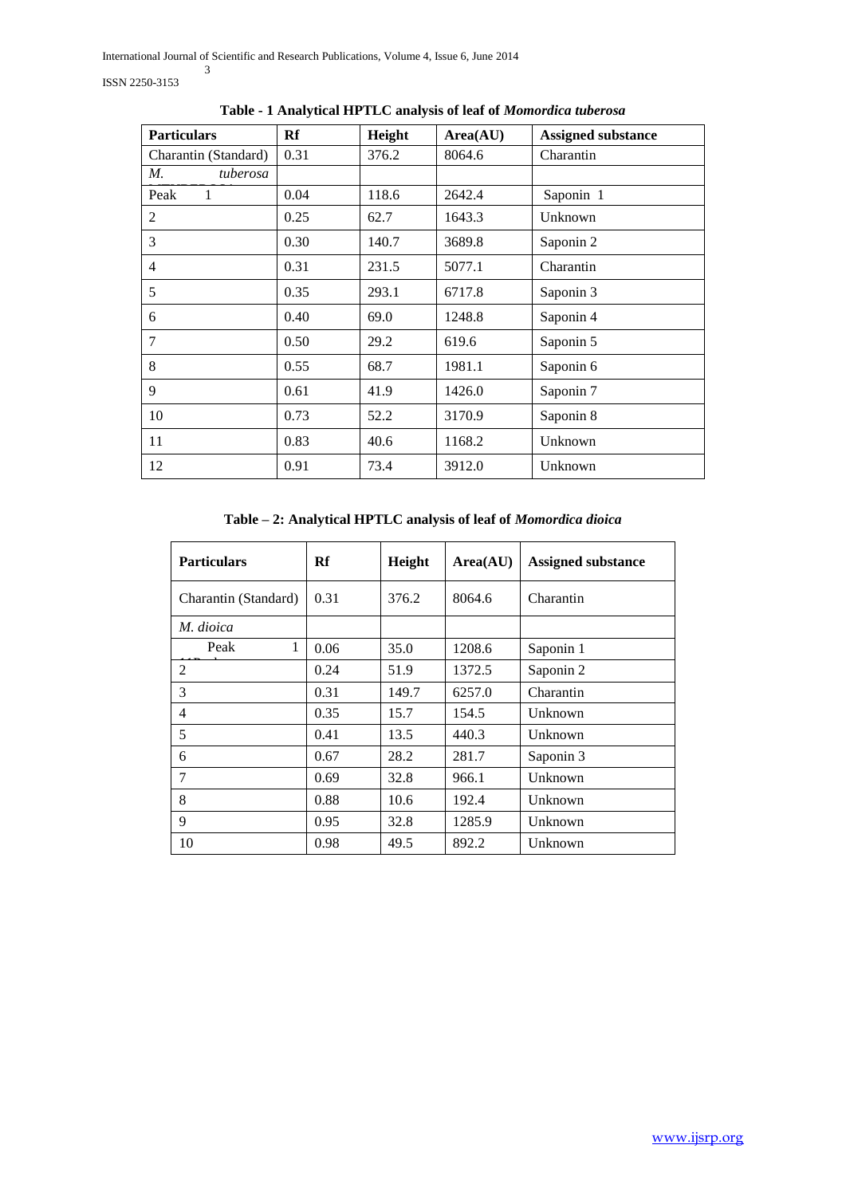**Table - 1 Analytical HPTLC analysis of leaf of *Momordica tuberosa***

| Particulars | Rf | Height | Area(AU) | Assigned substance |
|---|---|---|---|---|
| Charantin (Standard) | 0.31 | 376.2 | 8064.6 | Charantin |
| *M. tuberosa* | | | | |
| Peak 1 | 0.04 | 118.6 | 2642.4 | Saponin 1 |
| 2 | 0.25 | 62.7 | 1643.3 | Unknown |
| 3 | 0.30 | 140.7 | 3689.8 | Saponin 2 |
| 4 | 0.31 | 231.5 | 5077.1 | Charantin |
| 5 | 0.35 | 293.1 | 6717.8 | Saponin 3 |
| 6 | 0.40 | 69.0 | 1248.8 | Saponin 4 |
| 7 | 0.50 | 29.2 | 619.6 | Saponin 5 |
| 8 | 0.55 | 68.7 | 1981.1 | Saponin 6 |
| 9 | 0.61 | 41.9 | 1426.0 | Saponin 7 |
| 10 | 0.73 | 52.2 | 3170.9 | Saponin 8 |
| 11 | 0.83 | 40.6 | 1168.2 | Unknown |
| 12 | 0.91 | 73.4 | 3912.0 | Unknown |

**Table – 2: Analytical HPTLC analysis of leaf of *Momordica dioica***

| Particulars | Rf | Height | Area(AU) | Assigned substance |
|---|---|---|---|---|
| Charantin (Standard) | 0.31 | 376.2 | 8064.6 | Charantin |
| *M. dioica* | | | | |
| Peak 1 | 0.06 | 35.0 | 1208.6 | Saponin 1 |
| 2 | 0.24 | 51.9 | 1372.5 | Saponin 2 |
| 3 | 0.31 | 149.7 | 6257.0 | Charantin |
| 4 | 0.35 | 15.7 | 154.5 | Unknown |
| 5 | 0.41 | 13.5 | 440.3 | Unknown |
| 6 | 0.67 | 28.2 | 281.7 | Saponin 3 |
| 7 | 0.69 | 32.8 | 966.1 | Unknown |
| 8 | 0.88 | 10.6 | 192.4 | Unknown |
| 9 | 0.95 | 32.8 | 1285.9 | Unknown |
| 10 | 0.98 | 49.5 | 892.2 | Unknown |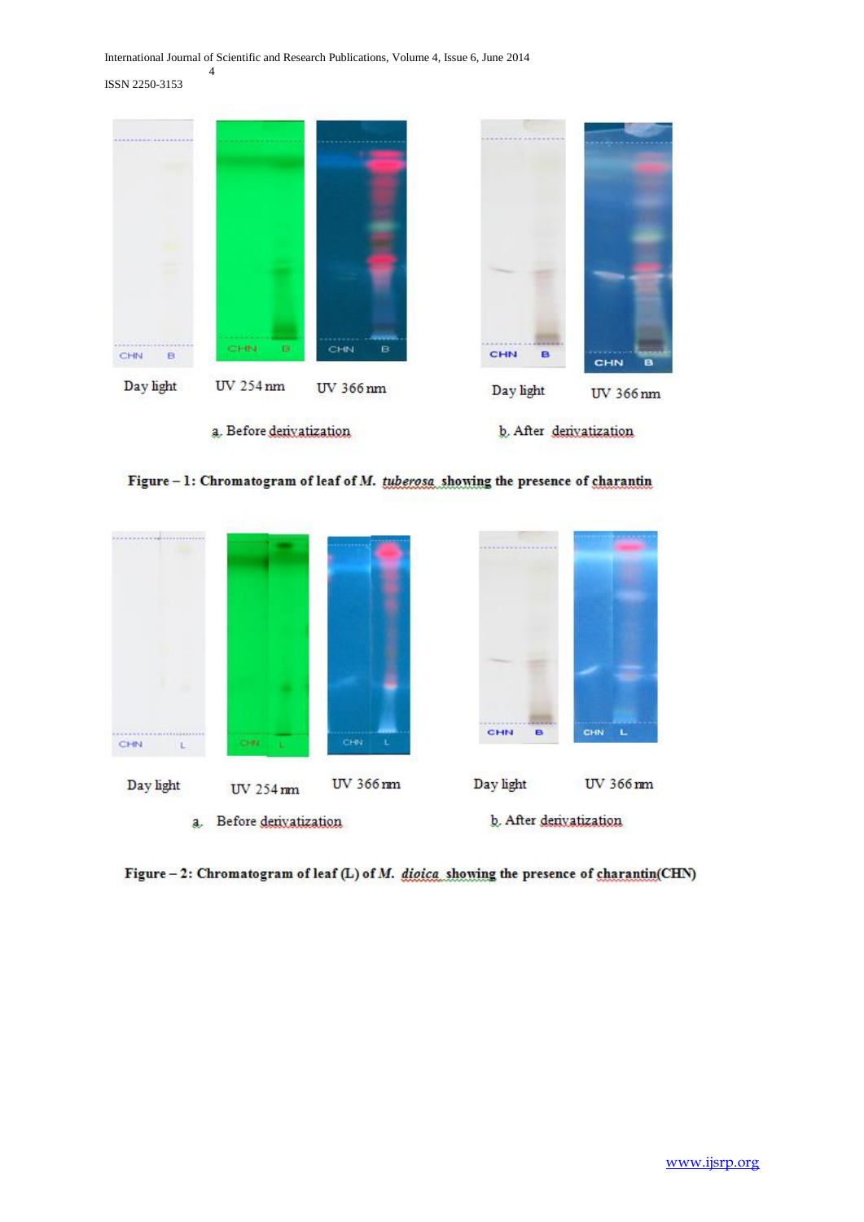Day light UV 254 nm UV 366 nm Day light UV 366 nm

a. Before derivatization b. After derivatization

**Figure – 1: Chromatogram of leaf of *M. tuberosa* showing the presence of charantin**

Day light UV 254 nm UV 366 nm Day light UV 366 nm

a. Before derivatization b. After derivatization

**Figure – 2: Chromatogram of leaf (L) of *M. dioica* showing the presence of charantin(CHN)**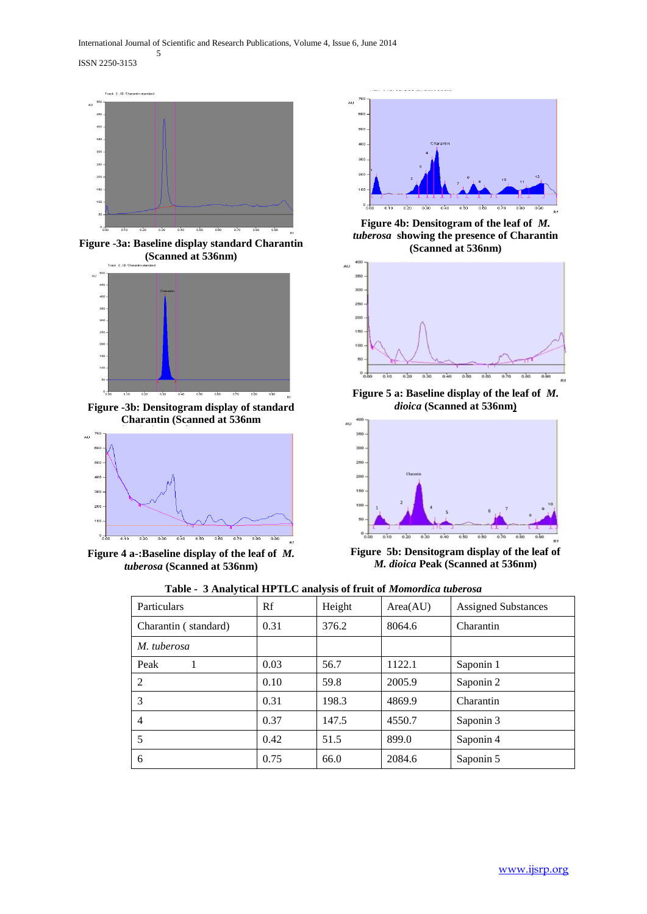Figure -3a: Baseline display standard Charantin (Scanned at 536nm)

Figure -3b: Densitogram display of standard Charantin (Scanned at 536nm

Figure 4 a-:Baseline display of the leaf of *M. tuberosa* (Scanned at 536nm)

Figure 4b: Densitogram of the leaf of *M. tuberosa* showing the presence of Charantin (Scanned at 536nm)

Figure 5 a: Baseline display of the leaf of *M. dioica* (Scanned at 536nm)

Figure 5b: Densitogram display of the leaf of *M. dioica* Peak (Scanned at 536nm)

**Table - 3 Analytical HPTLC analysis of fruit of *Momordica tuberosa***

| Particulars | Rf | Height | Area(AU) | Assigned Substances |
|---|---|---|---|---|
| Charantin ( standard) | 0.31 | 376.2 | 8064.6 | Charantin |
| *M. tuberosa* | | | | |
| Peak 1 | 0.03 | 56.7 | 1122.1 | Saponin 1 |
| 2 | 0.10 | 59.8 | 2005.9 | Saponin 2 |
| 3 | 0.31 | 198.3 | 4869.9 | Charantin |
| 4 | 0.37 | 147.5 | 4550.7 | Saponin 3 |
| 5 | 0.42 | 51.5 | 899.0 | Saponin 4 |
| 6 | 0.75 | 66.0 | 2084.6 | Saponin 5 |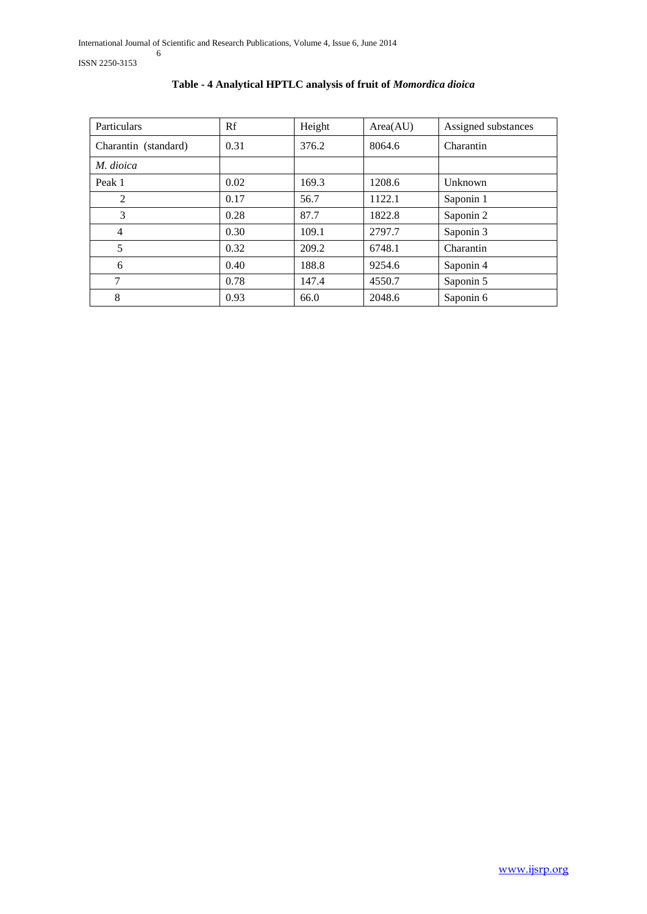**Table - 4 Analytical HPTLC analysis of fruit of *Momordica dioica***

| Particulars | Rf | Height | Area(AU) | Assigned substances |
|---|---|---|---|---|
| Charantin (standard) | 0.31 | 376.2 | 8064.6 | Charantin |
| *M. dioica* | | | | |
| Peak 1 | 0.02 | 169.3 | 1208.6 | Unknown |
| 2 | 0.17 | 56.7 | 1122.1 | Saponin 1 |
| 3 | 0.28 | 87.7 | 1822.8 | Saponin 2 |
| 4 | 0.30 | 109.1 | 2797.7 | Saponin 3 |
| 5 | 0.32 | 209.2 | 6748.1 | Charantin |
| 6 | 0.40 | 188.8 | 9254.6 | Saponin 4 |
| 7 | 0.78 | 147.4 | 4550.7 | Saponin 5 |
| 8 | 0.93 | 66.0 | 2048.6 | Saponin 6 |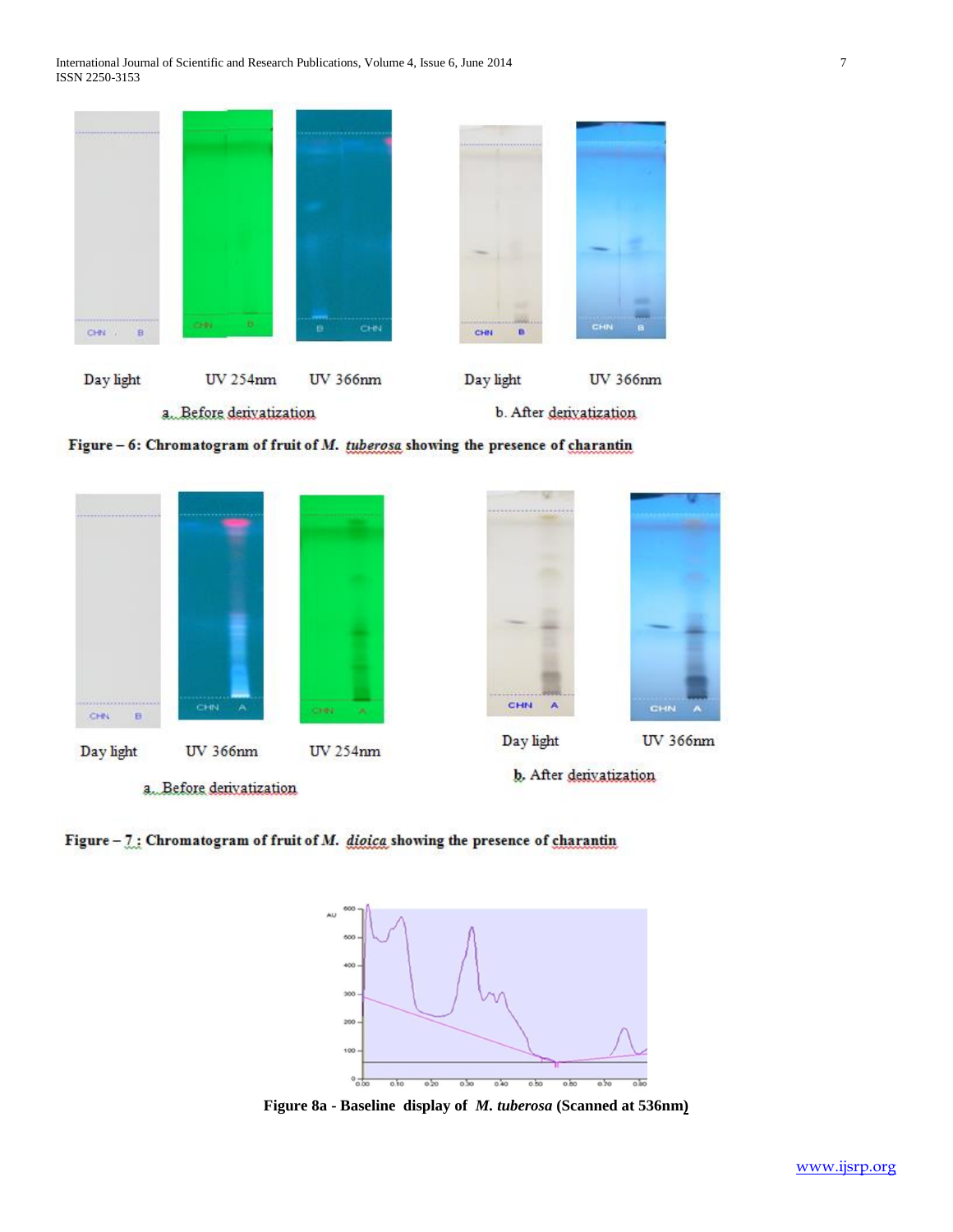Day light UV 254nm UV 366nm Day light UV 366nm

a. Before derivatization b. After derivatization

**Figure – 6: Chromatogram of fruit of *M. tuberosa* showing the presence of charantin**

Day light UV 366nm UV 254nm Day light UV 366nm

a. Before derivatization b. After derivatization

**Figure – 7 : Chromatogram of fruit of *M. dioica* showing the presence of charantin**

**Figure 8a - Baseline display of *M. tuberosa* (Scanned at 536nm)**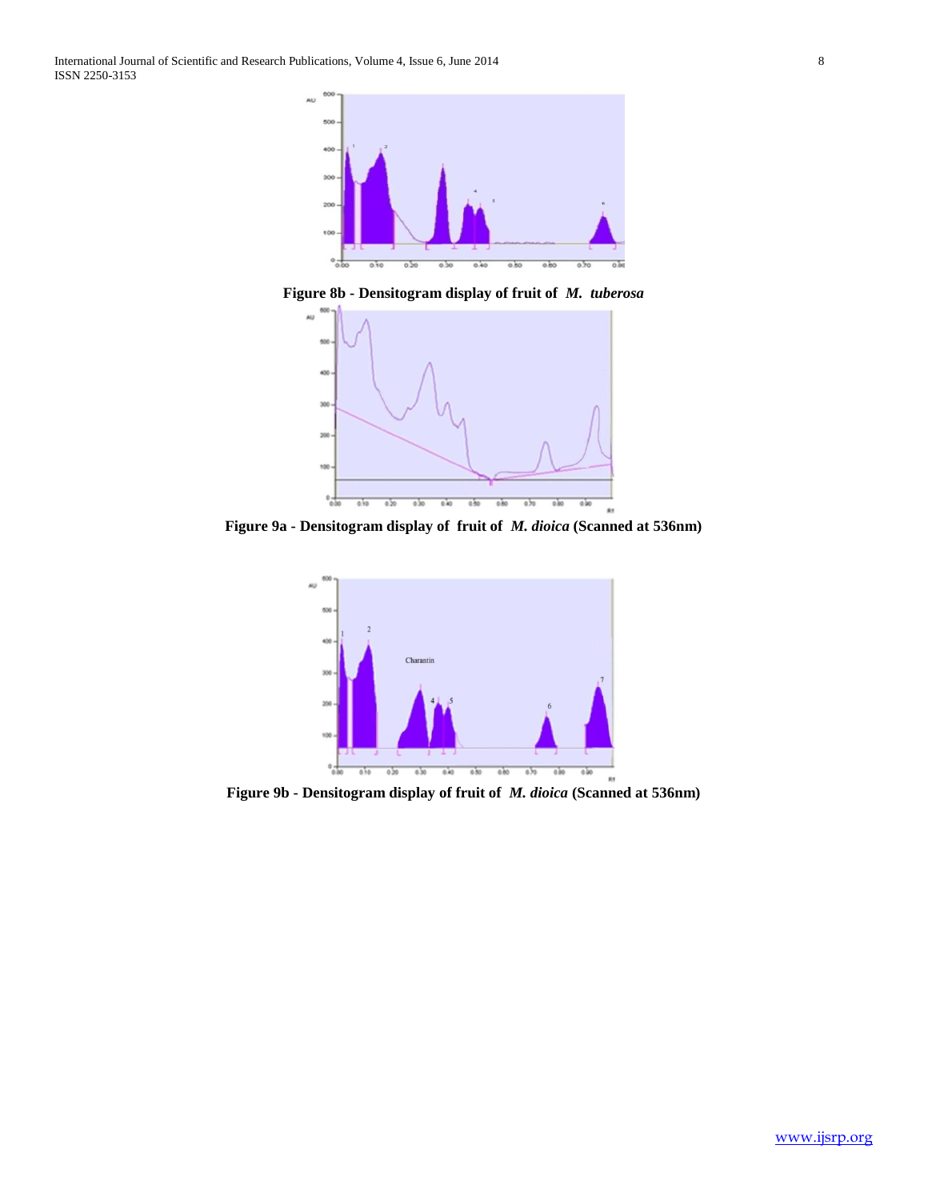AU

600

500

400

300

200

100

0

1

2

4

5

6

0.00 0.10 0.20 0.30 0.40 0.50 0.60 0.70 0.80

**Figure 8b - Densitogram display of fruit of *M. tuberosa***

AU

600

500

400

300

200

100

0

0.00 0.10 0.20 0.30 0.40 0.50 0.60 0.70 0.80 0.90

Rf

**Figure 9a - Densitogram display of fruit of *M. dioica* (Scanned at 536nm)**

AU

600

500

400

300

200

100

0

1

2

Charantin

4

5

6

7

0.00 0.10 0.20 0.30 0.40 0.50 0.60 0.70 0.80 0.90

Rf

**Figure 9b - Densitogram display of fruit of *M. dioica* (Scanned at 536nm)**